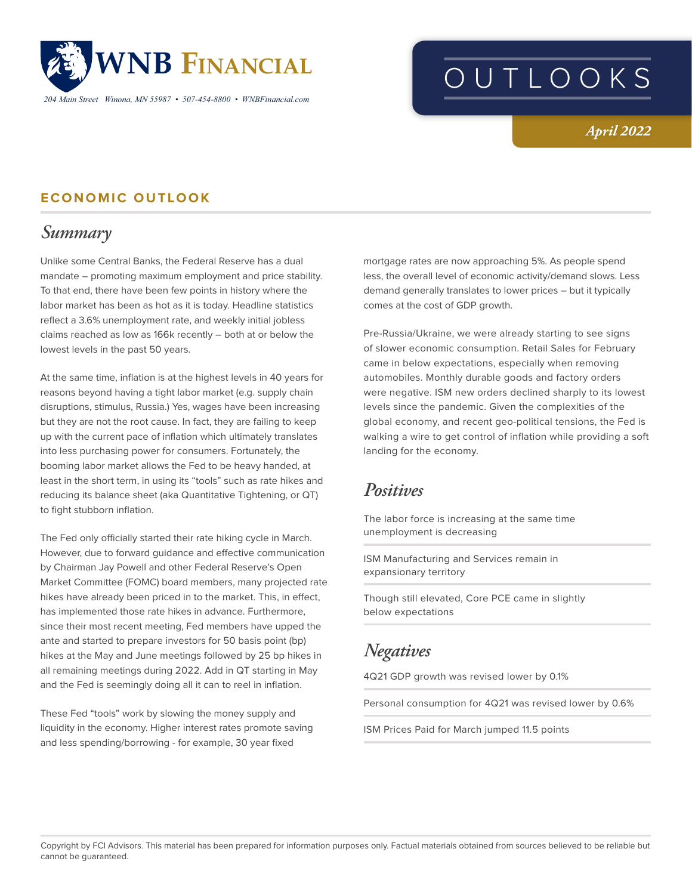# WNB Financial

204 Main Street Winona, MN 55987 • 507-454-8800 • WNBFinancial.com

# OUTLOOKS

*April 2022*

## ECONOMIC OUTLOOK

### *Summary*

Unlike some Central Banks, the Federal Reserve has a dual mandate – promoting maximum employment and price stability. To that end, there have been few points in history where the labor market has been as hot as it is today. Headline statistics reflect a 3.6% unemployment rate, and weekly initial jobless claims reached as low as 166k recently – both at or below the lowest levels in the past 50 years.

At the same time, inflation is at the highest levels in 40 years for reasons beyond having a tight labor market (e.g. supply chain disruptions, stimulus, Russia.) Yes, wages have been increasing but they are not the root cause. In fact, they are failing to keep up with the current pace of inflation which ultimately translates into less purchasing power for consumers. Fortunately, the booming labor market allows the Fed to be heavy handed, at least in the short term, in using its "tools" such as rate hikes and reducing its balance sheet (aka Quantitative Tightening, or QT) to fight stubborn inflation.

The Fed only officially started their rate hiking cycle in March. However, due to forward guidance and effective communication by Chairman Jay Powell and other Federal Reserve's Open Market Committee (FOMC) board members, many projected rate hikes have already been priced in to the market. This, in effect, has implemented those rate hikes in advance. Furthermore, since their most recent meeting, Fed members have upped the ante and started to prepare investors for 50 basis point (bp) hikes at the May and June meetings followed by 25 bp hikes in all remaining meetings during 2022. Add in QT starting in May and the Fed is seemingly doing all it can to reel in inflation.

These Fed "tools" work by slowing the money supply and liquidity in the economy. Higher interest rates promote saving and less spending/borrowing - for example, 30 year fixed mortgage rates are now approaching 5%. As people spend less, the overall level of economic activity/demand slows. Less demand generally translates to lower prices – but it typically comes at the cost of GDP growth.

Pre-Russia/Ukraine, we were already starting to see signs of slower economic consumption. Retail Sales for February came in below expectations, especially when removing automobiles. Monthly durable goods and factory orders were negative. ISM new orders declined sharply to its lowest levels since the pandemic. Given the complexities of the global economy, and recent geo-political tensions, the Fed is walking a wire to get control of inflation while providing a soft landing for the economy.

### *Positives*

- The labor force is increasing at the same time unemployment is decreasing
- ISM Manufacturing and Services remain in expansionary territory
- Though still elevated, Core PCE came in slightly below expectations

### *Negatives*

- 4Q21 GDP growth was revised lower by 0.1%
- Personal consumption for 4Q21 was revised lower by 0.6%
- ISM Prices Paid for March jumped 11.5 points

Copyright by FCI Advisors. This material has been prepared for information purposes only. Factual materials obtained from sources believed to be reliable but cannot be guaranteed.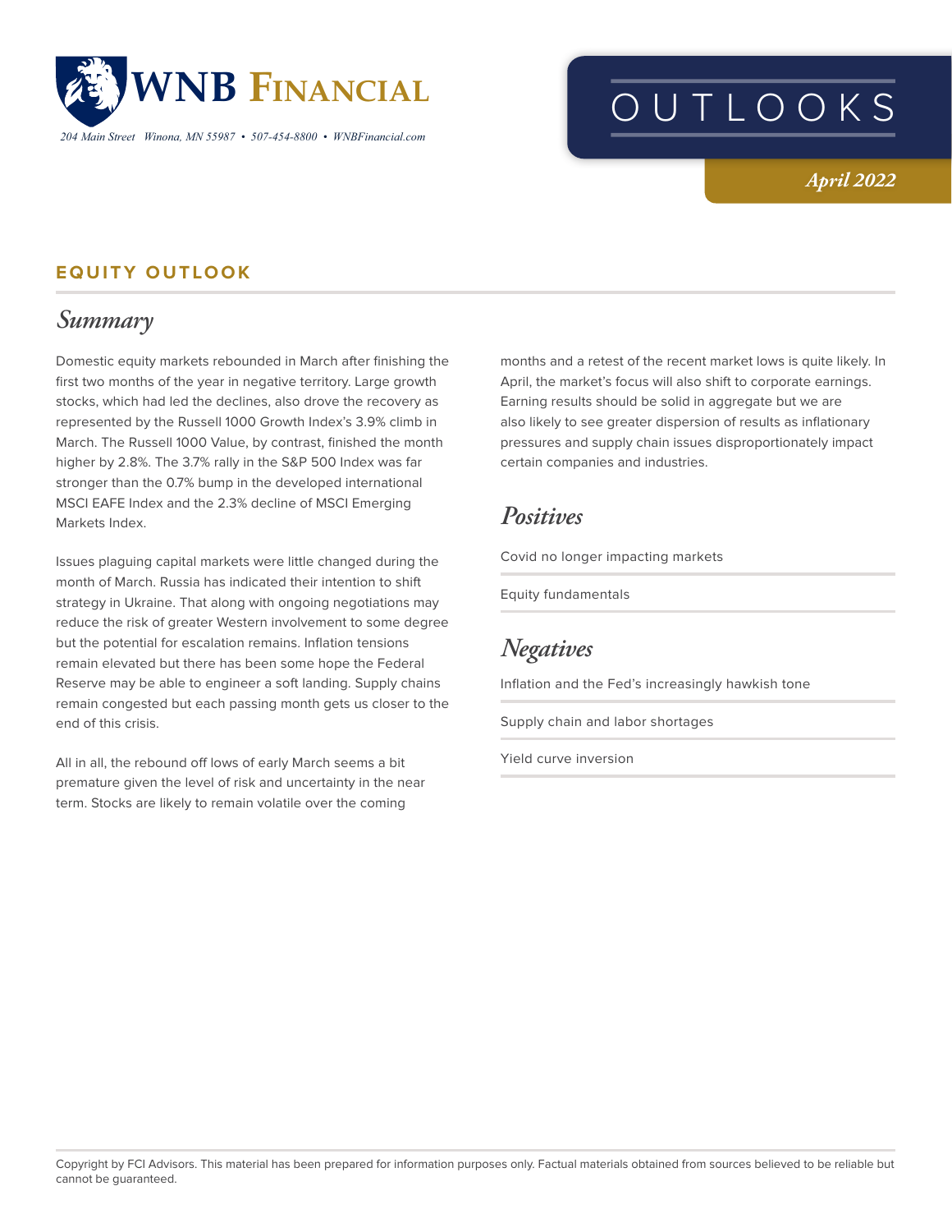# WNB Financial

204 Main Street Winona, MN 55987 • 507-454-8800 • WNBFinancial.com

# OUTLOOKS

*April 2022*

## EQUITY OUTLOOK

### *Summary*

Domestic equity markets rebounded in March after finishing the first two months of the year in negative territory. Large growth stocks, which had led the declines, also drove the recovery as represented by the Russell 1000 Growth Index's 3.9% climb in March. The Russell 1000 Value, by contrast, finished the month higher by 2.8%. The 3.7% rally in the S&P 500 Index was far stronger than the 0.7% bump in the developed international MSCI EAFE Index and the 2.3% decline of MSCI Emerging Markets Index.

Issues plaguing capital markets were little changed during the month of March. Russia has indicated their intention to shift strategy in Ukraine. That along with ongoing negotiations may reduce the risk of greater Western involvement to some degree but the potential for escalation remains. Inflation tensions remain elevated but there has been some hope the Federal Reserve may be able to engineer a soft landing. Supply chains remain congested but each passing month gets us closer to the end of this crisis.

All in all, the rebound off lows of early March seems a bit premature given the level of risk and uncertainty in the near term. Stocks are likely to remain volatile over the coming months and a retest of the recent market lows is quite likely. In April, the market's focus will also shift to corporate earnings. Earning results should be solid in aggregate but we are also likely to see greater dispersion of results as inflationary pressures and supply chain issues disproportionately impact certain companies and industries.

### *Positives*

Covid no longer impacting markets

Equity fundamentals

### *Negatives*

Inflation and the Fed's increasingly hawkish tone

Supply chain and labor shortages

Yield curve inversion

Copyright by FCI Advisors. This material has been prepared for information purposes only. Factual materials obtained from sources believed to be reliable but cannot be guaranteed.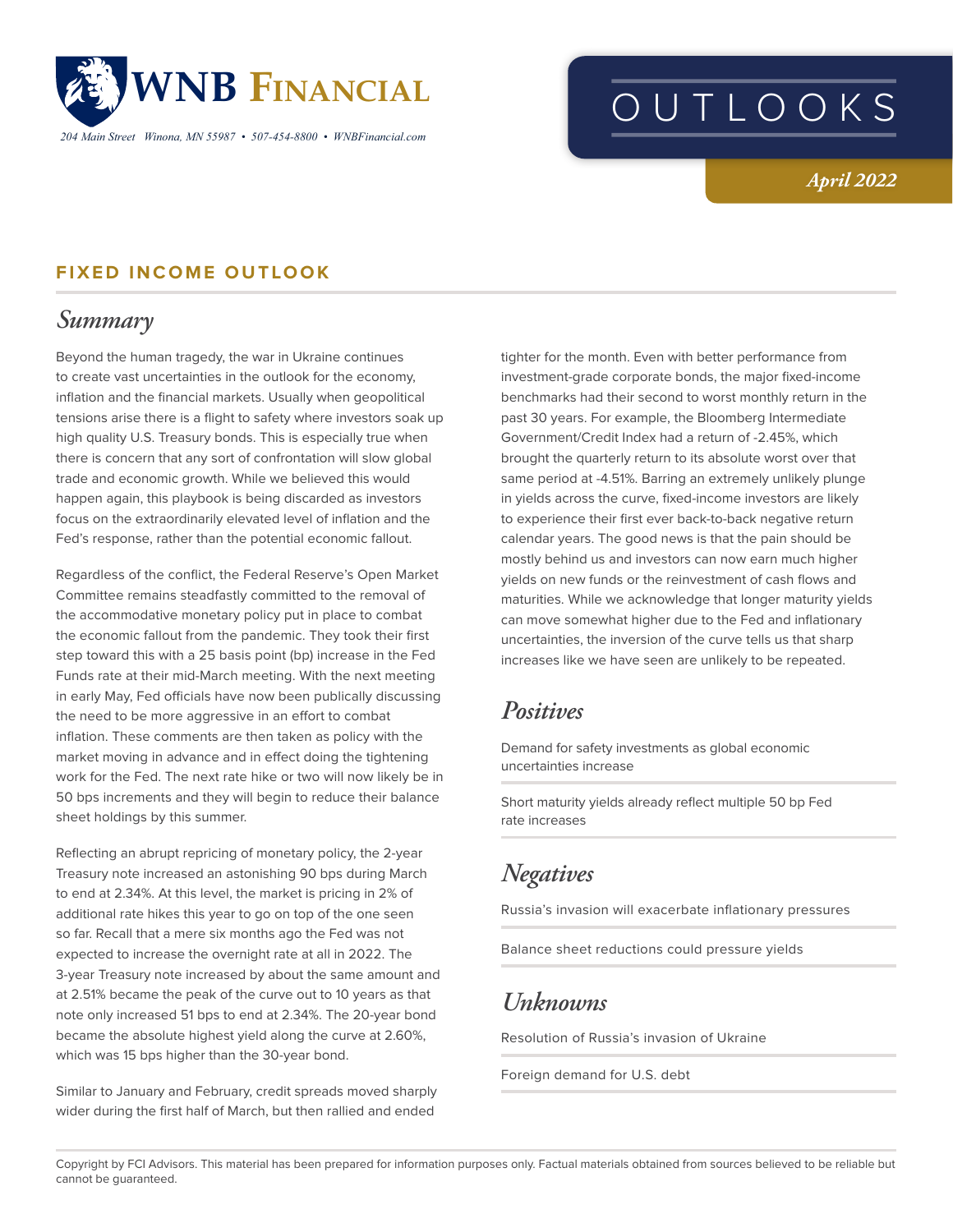# WNB Financial

204 Main Street Winona, MN 55987 • 507-454-8800 • WNBFinancial.com

# OUTLOOKS

*April 2022*

## FIXED INCOME OUTLOOK

### *Summary*

Beyond the human tragedy, the war in Ukraine continues to create vast uncertainties in the outlook for the economy, inflation and the financial markets. Usually when geopolitical tensions arise there is a flight to safety where investors soak up high quality U.S. Treasury bonds. This is especially true when there is concern that any sort of confrontation will slow global trade and economic growth. While we believed this would happen again, this playbook is being discarded as investors focus on the extraordinarily elevated level of inflation and the Fed's response, rather than the potential economic fallout.

Regardless of the conflict, the Federal Reserve's Open Market Committee remains steadfastly committed to the removal of the accommodative monetary policy put in place to combat the economic fallout from the pandemic. They took their first step toward this with a 25 basis point (bp) increase in the Fed Funds rate at their mid-March meeting. With the next meeting in early May, Fed officials have now been publically discussing the need to be more aggressive in an effort to combat inflation. These comments are then taken as policy with the market moving in advance and in effect doing the tightening work for the Fed. The next rate hike or two will now likely be in 50 bps increments and they will begin to reduce their balance sheet holdings by this summer.

Reflecting an abrupt repricing of monetary policy, the 2-year Treasury note increased an astonishing 90 bps during March to end at 2.34%. At this level, the market is pricing in 2% of additional rate hikes this year to go on top of the one seen so far. Recall that a mere six months ago the Fed was not expected to increase the overnight rate at all in 2022. The 3-year Treasury note increased by about the same amount and at 2.51% became the peak of the curve out to 10 years as that note only increased 51 bps to end at 2.34%. The 20-year bond became the absolute highest yield along the curve at 2.60%, which was 15 bps higher than the 30-year bond.

Similar to January and February, credit spreads moved sharply wider during the first half of March, but then rallied and ended tighter for the month. Even with better performance from investment-grade corporate bonds, the major fixed-income benchmarks had their second to worst monthly return in the past 30 years. For example, the Bloomberg Intermediate Government/Credit Index had a return of -2.45%, which brought the quarterly return to its absolute worst over that same period at -4.51%. Barring an extremely unlikely plunge in yields across the curve, fixed-income investors are likely to experience their first ever back-to-back negative return calendar years. The good news is that the pain should be mostly behind us and investors can now earn much higher yields on new funds or the reinvestment of cash flows and maturities. While we acknowledge that longer maturity yields can move somewhat higher due to the Fed and inflationary uncertainties, the inversion of the curve tells us that sharp increases like we have seen are unlikely to be repeated.

### *Positives*

Demand for safety investments as global economic uncertainties increase

Short maturity yields already reflect multiple 50 bp Fed rate increases

### *Negatives*

Russia's invasion will exacerbate inflationary pressures

Balance sheet reductions could pressure yields

### *Unknowns*

Resolution of Russia's invasion of Ukraine

Foreign demand for U.S. debt

Copyright by FCI Advisors. This material has been prepared for information purposes only. Factual materials obtained from sources believed to be reliable but cannot be guaranteed.